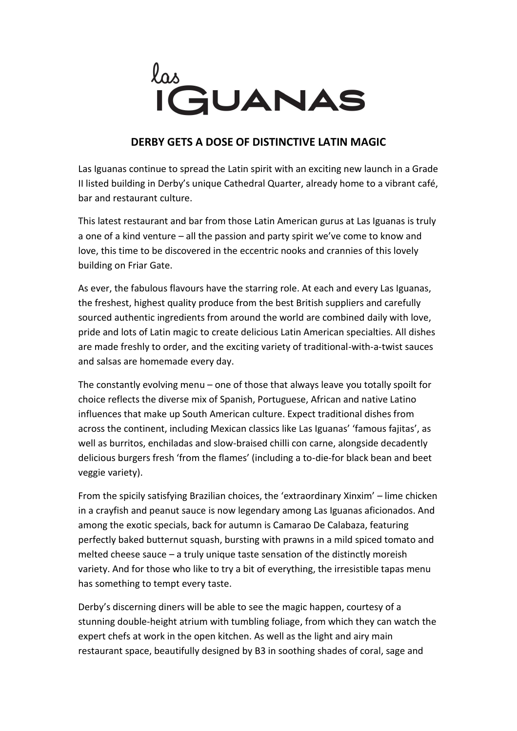las IGUANAS

## DERBY GETS A DOSE OF DISTINCTIVE LATIN MAGIC

Las Iguanas continue to spread the Latin spirit with an exciting new launch in a Grade II listed building in Derby's unique Cathedral Quarter, already home to a vibrant café, bar and restaurant culture.

This latest restaurant and bar from those Latin American gurus at Las Iguanas is truly a one of a kind venture – all the passion and party spirit we've come to know and love, this time to be discovered in the eccentric nooks and crannies of this lovely building on Friar Gate.

As ever, the fabulous flavours have the starring role. At each and every Las Iguanas, the freshest, highest quality produce from the best British suppliers and carefully sourced authentic ingredients from around the world are combined daily with love, pride and lots of Latin magic to create delicious Latin American specialties. All dishes are made freshly to order, and the exciting variety of traditional-with-a-twist sauces and salsas are homemade every day.

The constantly evolving menu – one of those that always leave you totally spoilt for choice reflects the diverse mix of Spanish, Portuguese, African and native Latino influences that make up South American culture. Expect traditional dishes from across the continent, including Mexican classics like Las Iguanas' 'famous fajitas', as well as burritos, enchiladas and slow-braised chilli con carne, alongside decadently delicious burgers fresh 'from the flames' (including a to-die-for black bean and beet veggie variety).

From the spicily satisfying Brazilian choices, the 'extraordinary Xinxim' – lime chicken in a crayfish and peanut sauce is now legendary among Las Iguanas aficionados. And among the exotic specials, back for autumn is Camarao De Calabaza, featuring perfectly baked butternut squash, bursting with prawns in a mild spiced tomato and melted cheese sauce – a truly unique taste sensation of the distinctly moreish variety. And for those who like to try a bit of everything, the irresistible tapas menu has something to tempt every taste.

Derby's discerning diners will be able to see the magic happen, courtesy of a stunning double-height atrium with tumbling foliage, from which they can watch the expert chefs at work in the open kitchen. As well as the light and airy main restaurant space, beautifully designed by B3 in soothing shades of coral, sage and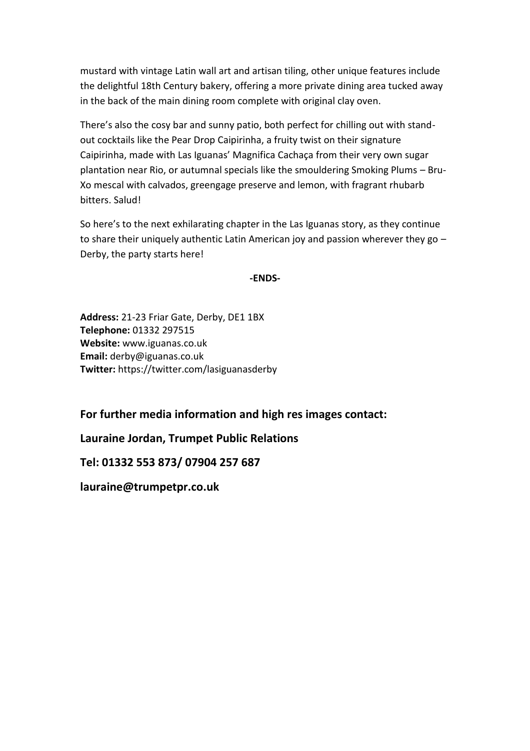mustard with vintage Latin wall art and artisan tiling, other unique features include the delightful 18th Century bakery, offering a more private dining area tucked away in the back of the main dining room complete with original clay oven.

There's also the cosy bar and sunny patio, both perfect for chilling out with stand-out cocktails like the Pear Drop Caipirinha, a fruity twist on their signature Caipirinha, made with Las Iguanas' Magnifica Cachaça from their very own sugar plantation near Rio, or autumnal specials like the smouldering Smoking Plums – Bru-Xo mescal with calvados, greengage preserve and lemon, with fragrant rhubarb bitters. Salud!

So here's to the next exhilarating chapter in the Las Iguanas story, as they continue to share their uniquely authentic Latin American joy and passion wherever they go – Derby, the party starts here!

**-ENDS-**

**Address:** 21-23 Friar Gate, Derby, DE1 1BX
**Telephone:** 01332 297515
**Website:** www.iguanas.co.uk
**Email:** derby@iguanas.co.uk
**Twitter:** https://twitter.com/lasiguanasderby

**For further media information and high res images contact:**

**Lauraine Jordan, Trumpet Public Relations**

**Tel: 01332 553 873/ 07904 257 687**

**lauraine@trumpetpr.co.uk**